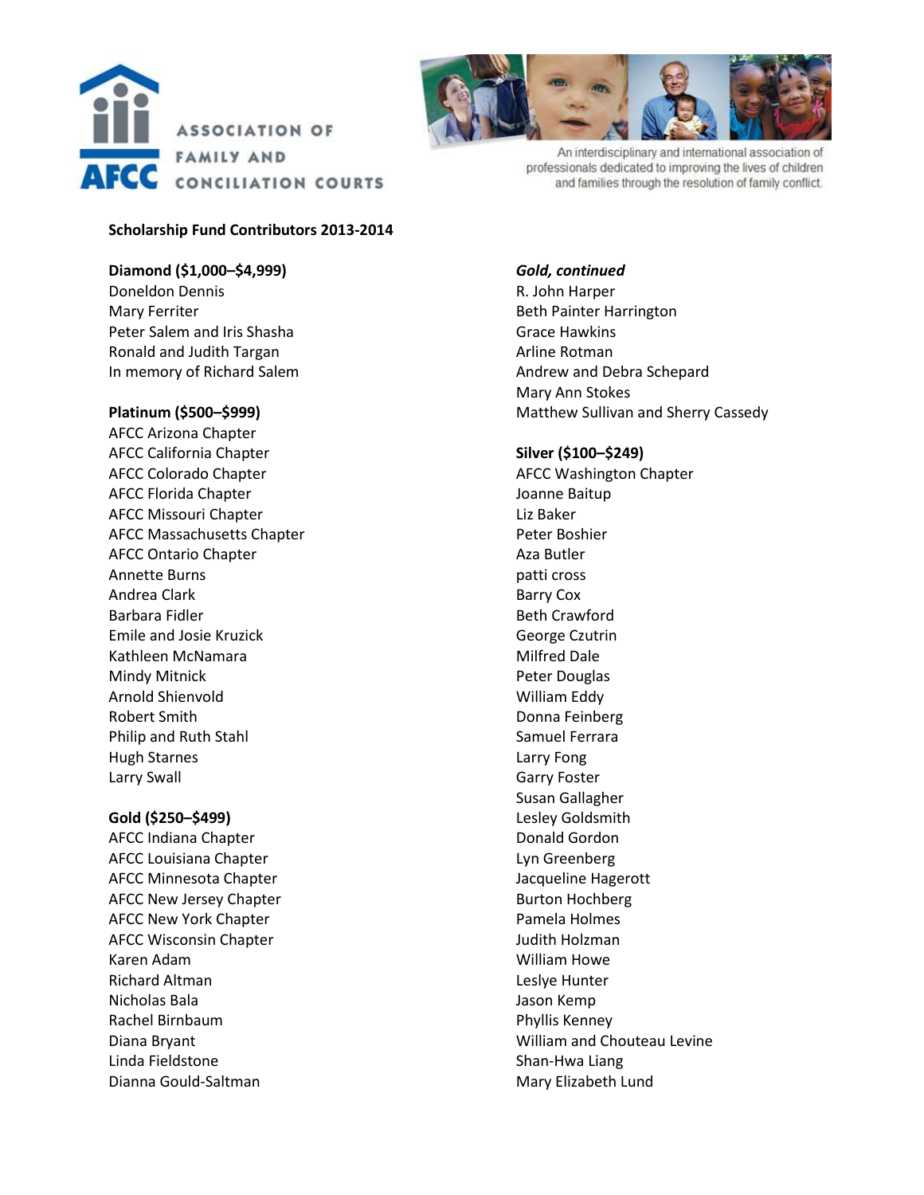ASSOCIATION OF FAMILY AND CONCILIATION COURTS

AFCC

An interdisciplinary and international association of professionals dedicated to improving the lives of children and families through the resolution of family conflict.

**Scholarship Fund Contributors 2013-2014**

**Diamond ($1,000–$4,999)**

Doneldon Dennis
Mary Ferriter
Peter Salem and Iris Shasha
Ronald and Judith Targan
In memory of Richard Salem

**Platinum ($500–$999)**

AFCC Arizona Chapter
AFCC California Chapter
AFCC Colorado Chapter
AFCC Florida Chapter
AFCC Missouri Chapter
AFCC Massachusetts Chapter
AFCC Ontario Chapter
Annette Burns
Andrea Clark
Barbara Fidler
Emile and Josie Kruzick
Kathleen McNamara
Mindy Mitnick
Arnold Shienvold
Robert Smith
Philip and Ruth Stahl
Hugh Starnes
Larry Swall

**Gold ($250–$499)**

AFCC Indiana Chapter
AFCC Louisiana Chapter
AFCC Minnesota Chapter
AFCC New Jersey Chapter
AFCC New York Chapter
AFCC Wisconsin Chapter
Karen Adam
Richard Altman
Nicholas Bala
Rachel Birnbaum
Diana Bryant
Linda Fieldstone
Dianna Gould-Saltman

***Gold, continued***

R. John Harper
Beth Painter Harrington
Grace Hawkins
Arline Rotman
Andrew and Debra Schepard
Mary Ann Stokes
Matthew Sullivan and Sherry Cassedy

**Silver ($100–$249)**

AFCC Washington Chapter
Joanne Baitup
Liz Baker
Peter Boshier
Aza Butler
patti cross
Barry Cox
Beth Crawford
George Czutrin
Milfred Dale
Peter Douglas
William Eddy
Donna Feinberg
Samuel Ferrara
Larry Fong
Garry Foster
Susan Gallagher
Lesley Goldsmith
Donald Gordon
Lyn Greenberg
Jacqueline Hagerott
Burton Hochberg
Pamela Holmes
Judith Holzman
William Howe
Leslye Hunter
Jason Kemp
Phyllis Kenney
William and Chouteau Levine
Shan-Hwa Liang
Mary Elizabeth Lund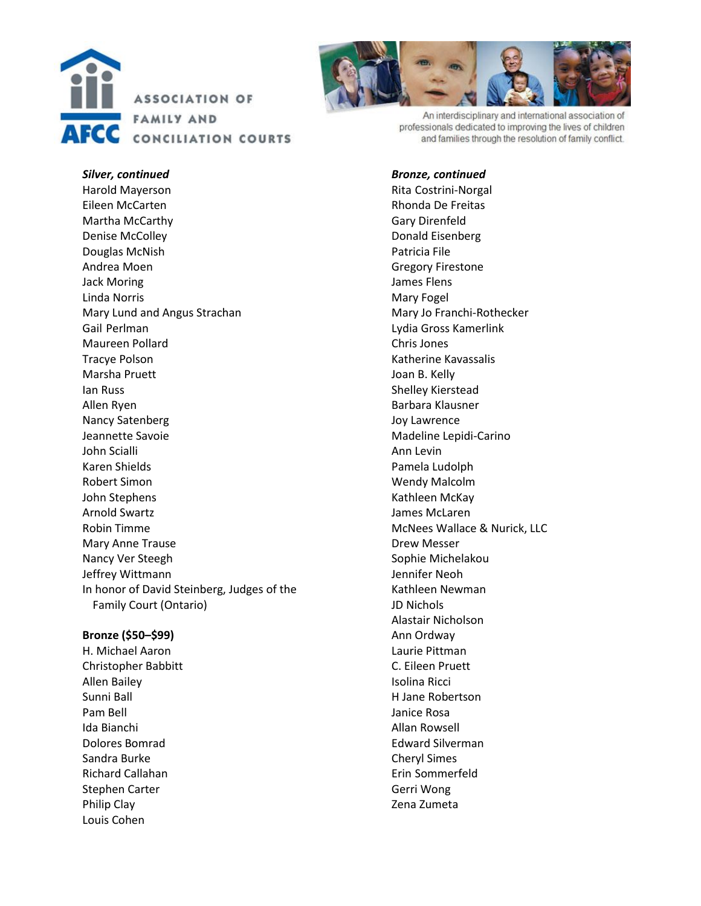***Silver, continued***

Harold Mayerson
Eileen McCarten
Martha McCarthy
Denise McColley
Douglas McNish
Andrea Moen
Jack Moring
Linda Norris
Mary Lund and Angus Strachan
Gail Perlman
Maureen Pollard
Tracye Polson
Marsha Pruett
Ian Russ
Allen Ryen
Nancy Satenberg
Jeannette Savoie
John Scialli
Karen Shields
Robert Simon
John Stephens
Arnold Swartz
Robin Timme
Mary Anne Trause
Nancy Ver Steegh
Jeffrey Wittmann
In honor of David Steinberg, Judges of the Family Court (Ontario)

**Bronze ($50–$99)**

H. Michael Aaron
Christopher Babbitt
Allen Bailey
Sunni Ball
Pam Bell
Ida Bianchi
Dolores Bomrad
Sandra Burke
Richard Callahan
Stephen Carter
Philip Clay
Louis Cohen

***Bronze, continued***

Rita Costrini-Norgal
Rhonda De Freitas
Gary Direnfeld
Donald Eisenberg
Patricia File
Gregory Firestone
James Flens
Mary Fogel
Mary Jo Franchi-Rothecker
Lydia Gross Kamerlink
Chris Jones
Katherine Kavassalis
Joan B. Kelly
Shelley Kierstead
Barbara Klausner
Joy Lawrence
Madeline Lepidi-Carino
Ann Levin
Pamela Ludolph
Wendy Malcolm
Kathleen McKay
James McLaren
McNees Wallace & Nurick, LLC
Drew Messer
Sophie Michelakou
Jennifer Neoh
Kathleen Newman
JD Nichols
Alastair Nicholson
Ann Ordway
Laurie Pittman
C. Eileen Pruett
Isolina Ricci
H Jane Robertson
Janice Rosa
Allan Rowsell
Edward Silverman
Cheryl Simes
Erin Sommerfeld
Gerri Wong
Zena Zumeta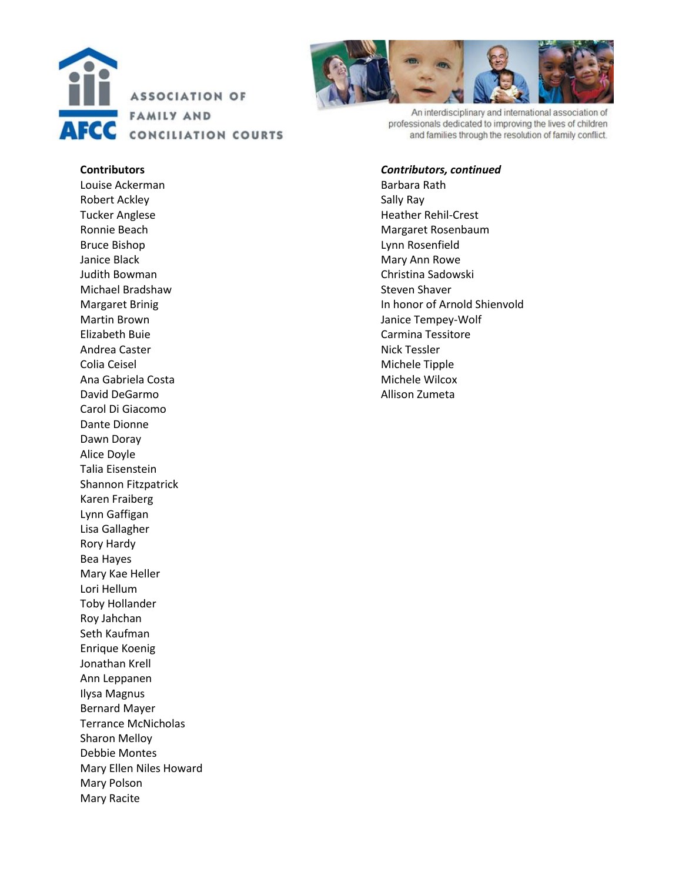ASSOCIATION OF FAMILY AND CONCILIATION COURTS

An interdisciplinary and international association of professionals dedicated to improving the lives of children and families through the resolution of family conflict.

**Contributors**

Louise Ackerman
Robert Ackley
Tucker Anglese
Ronnie Beach
Bruce Bishop
Janice Black
Judith Bowman
Michael Bradshaw
Margaret Brinig
Martin Brown
Elizabeth Buie
Andrea Caster
Colia Ceisel
Ana Gabriela Costa
David DeGarmo
Carol Di Giacomo
Dante Dionne
Dawn Doray
Alice Doyle
Talia Eisenstein
Shannon Fitzpatrick
Karen Fraiberg
Lynn Gaffigan
Lisa Gallagher
Rory Hardy
Bea Hayes
Mary Kae Heller
Lori Hellum
Toby Hollander
Roy Jahchan
Seth Kaufman
Enrique Koenig
Jonathan Krell
Ann Leppanen
Ilysa Magnus
Bernard Mayer
Terrance McNicholas
Sharon Melloy
Debbie Montes
Mary Ellen Niles Howard
Mary Polson
Mary Racite

***Contributors, continued***

Barbara Rath
Sally Ray
Heather Rehil-Crest
Margaret Rosenbaum
Lynn Rosenfield
Mary Ann Rowe
Christina Sadowski
Steven Shaver
In honor of Arnold Shienvold
Janice Tempey-Wolf
Carmina Tessitore
Nick Tessler
Michele Tipple
Michele Wilcox
Allison Zumeta